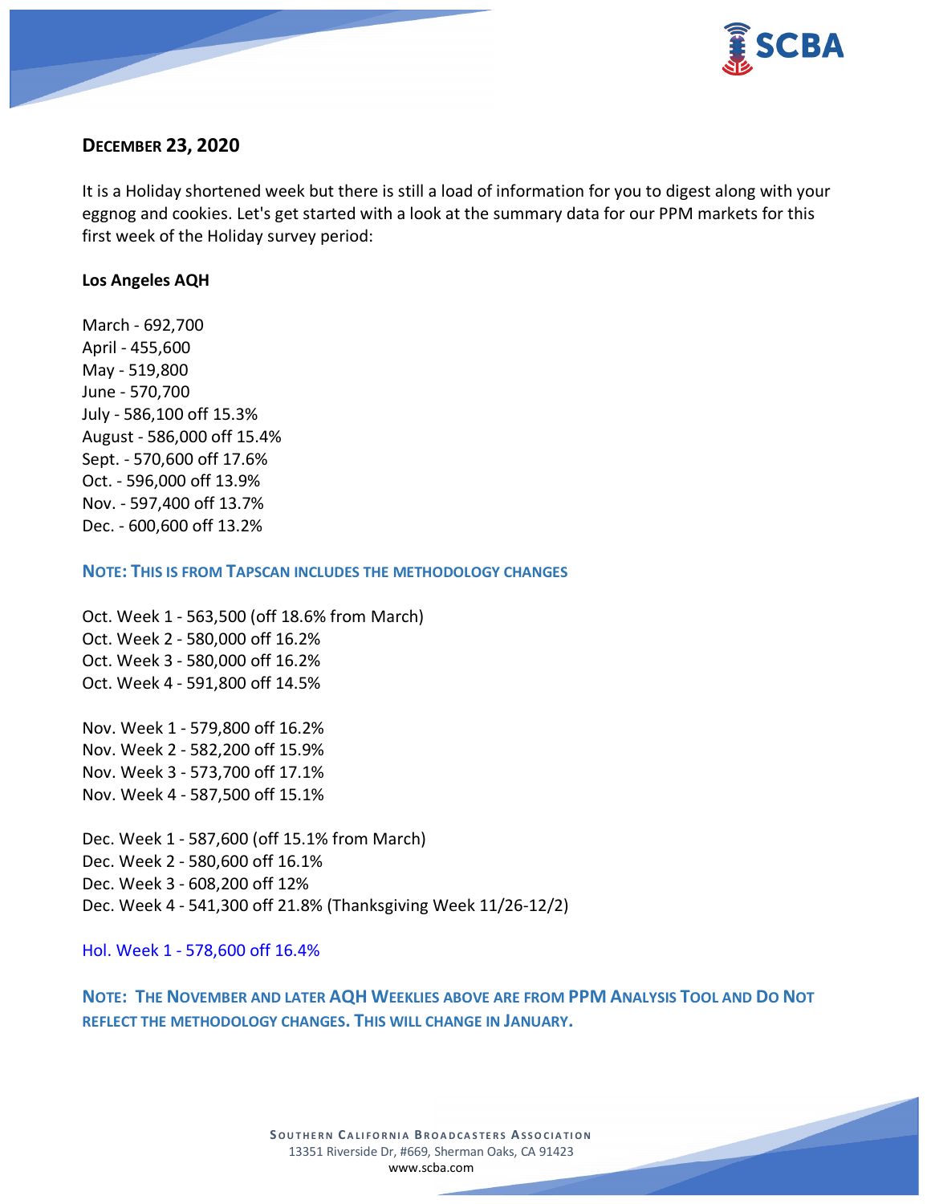## December 23, 2020

It is a Holiday shortened week but there is still a load of information for you to digest along with your eggnog and cookies. Let's get started with a look at the summary data for our PPM markets for this first week of the Holiday survey period:

**Los Angeles AQH**

March - 692,700
April - 455,600
May - 519,800
June - 570,700
July - 586,100 off 15.3%
August - 586,000 off 15.4%
Sept. - 570,600 off 17.6%
Oct. - 596,000 off 13.9%
Nov. - 597,400 off 13.7%
Dec. - 600,600 off 13.2%

**NOTE: THIS IS FROM TAPSCAN INCLUDES THE METHODOLOGY CHANGES**

Oct. Week 1 - 563,500 (off 18.6% from March)
Oct. Week 2 - 580,000 off 16.2%
Oct. Week 3 - 580,000 off 16.2%
Oct. Week 4 - 591,800 off 14.5%

Nov. Week 1 - 579,800 off 16.2%
Nov. Week 2 - 582,200 off 15.9%
Nov. Week 3 - 573,700 off 17.1%
Nov. Week 4 - 587,500 off 15.1%

Dec. Week 1 - 587,600 (off 15.1% from March)
Dec. Week 2 - 580,600 off 16.1%
Dec. Week 3 - 608,200 off 12%
Dec. Week 4 - 541,300 off 21.8% (Thanksgiving Week 11/26-12/2)

Hol. Week 1 - 578,600 off 16.4%

**NOTE: THE NOVEMBER AND LATER AQH WEEKLIES ABOVE ARE FROM PPM ANALYSIS TOOL AND DO NOT REFLECT THE METHODOLOGY CHANGES. THIS WILL CHANGE IN JANUARY.**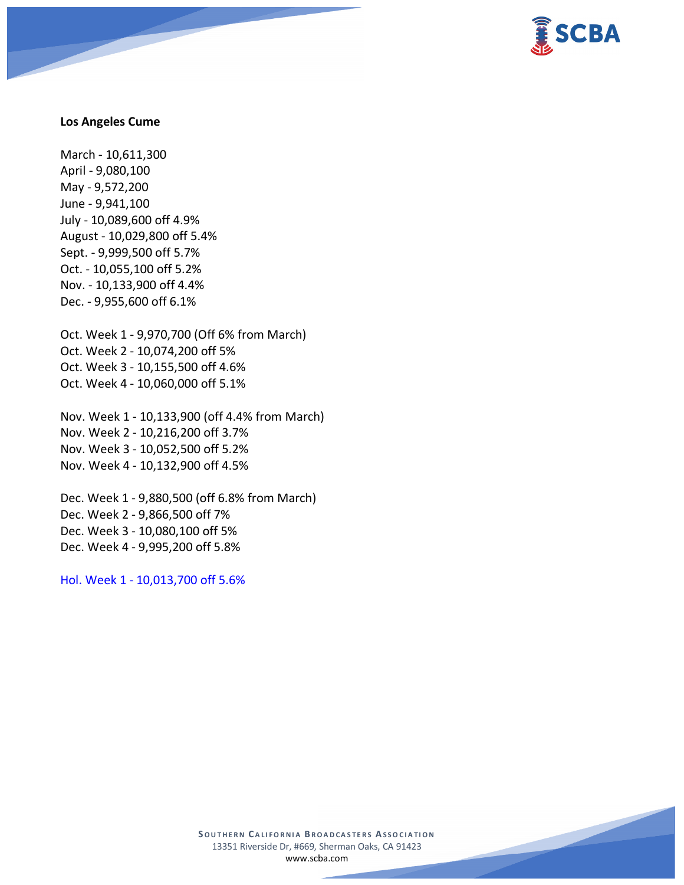**Los Angeles Cume**

March - 10,611,300
April - 9,080,100
May - 9,572,200
June - 9,941,100
July - 10,089,600 off 4.9%
August - 10,029,800 off 5.4%
Sept. - 9,999,500 off 5.7%
Oct. - 10,055,100 off 5.2%
Nov. - 10,133,900 off 4.4%
Dec. - 9,955,600 off 6.1%

Oct. Week 1 - 9,970,700 (Off 6% from March)
Oct. Week 2 - 10,074,200 off 5%
Oct. Week 3 - 10,155,500 off 4.6%
Oct. Week 4 - 10,060,000 off 5.1%

Nov. Week 1 - 10,133,900 (off 4.4% from March)
Nov. Week 2 - 10,216,200 off 3.7%
Nov. Week 3 - 10,052,500 off 5.2%
Nov. Week 4 - 10,132,900 off 4.5%

Dec. Week 1 - 9,880,500 (off 6.8% from March)
Dec. Week 2 - 9,866,500 off 7%
Dec. Week 3 - 10,080,100 off 5%
Dec. Week 4 - 9,995,200 off 5.8%

Hol. Week 1 - 10,013,700 off 5.6%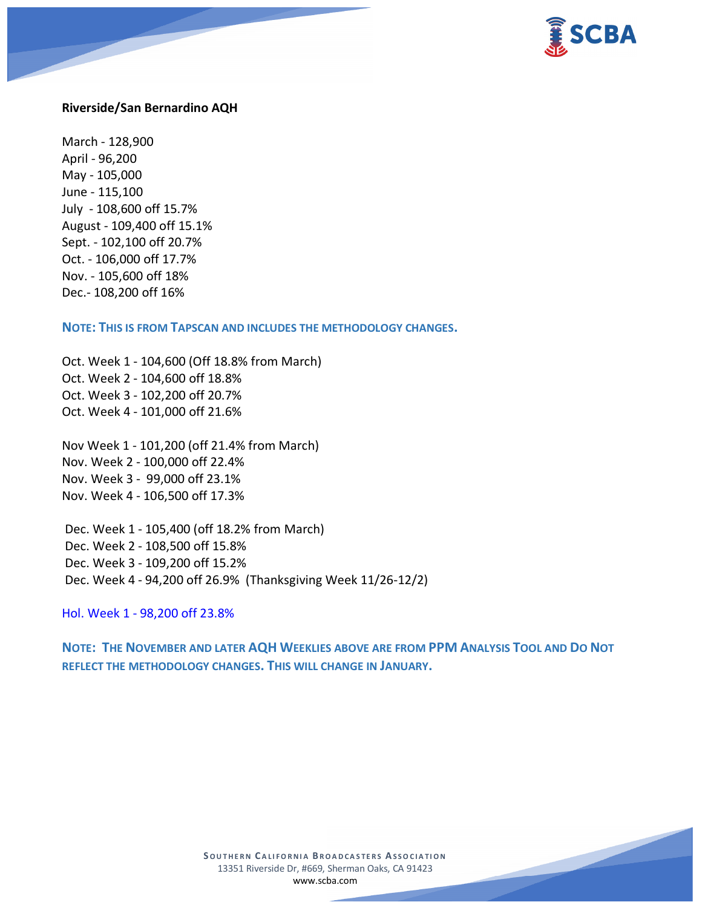**Riverside/San Bernardino AQH**

March - 128,900
April - 96,200
May - 105,000
June - 115,100
July - 108,600 off 15.7%
August - 109,400 off 15.1%
Sept. - 102,100 off 20.7%
Oct. - 106,000 off 17.7%
Nov. - 105,600 off 18%
Dec.- 108,200 off 16%

**NOTE: THIS IS FROM TAPSCAN AND INCLUDES THE METHODOLOGY CHANGES.**

Oct. Week 1 - 104,600 (Off 18.8% from March)
Oct. Week 2 - 104,600 off 18.8%
Oct. Week 3 - 102,200 off 20.7%
Oct. Week 4 - 101,000 off 21.6%

Nov Week 1 - 101,200 (off 21.4% from March)
Nov. Week 2 - 100,000 off 22.4%
Nov. Week 3 - 99,000 off 23.1%
Nov. Week 4 - 106,500 off 17.3%

Dec. Week 1 - 105,400 (off 18.2% from March)
Dec. Week 2 - 108,500 off 15.8%
Dec. Week 3 - 109,200 off 15.2%
Dec. Week 4 - 94,200 off 26.9% (Thanksgiving Week 11/26-12/2)

Hol. Week 1 - 98,200 off 23.8%

**NOTE: THE NOVEMBER AND LATER AQH WEEKLIES ABOVE ARE FROM PPM ANALYSIS TOOL AND DO NOT REFLECT THE METHODOLOGY CHANGES. THIS WILL CHANGE IN JANUARY.**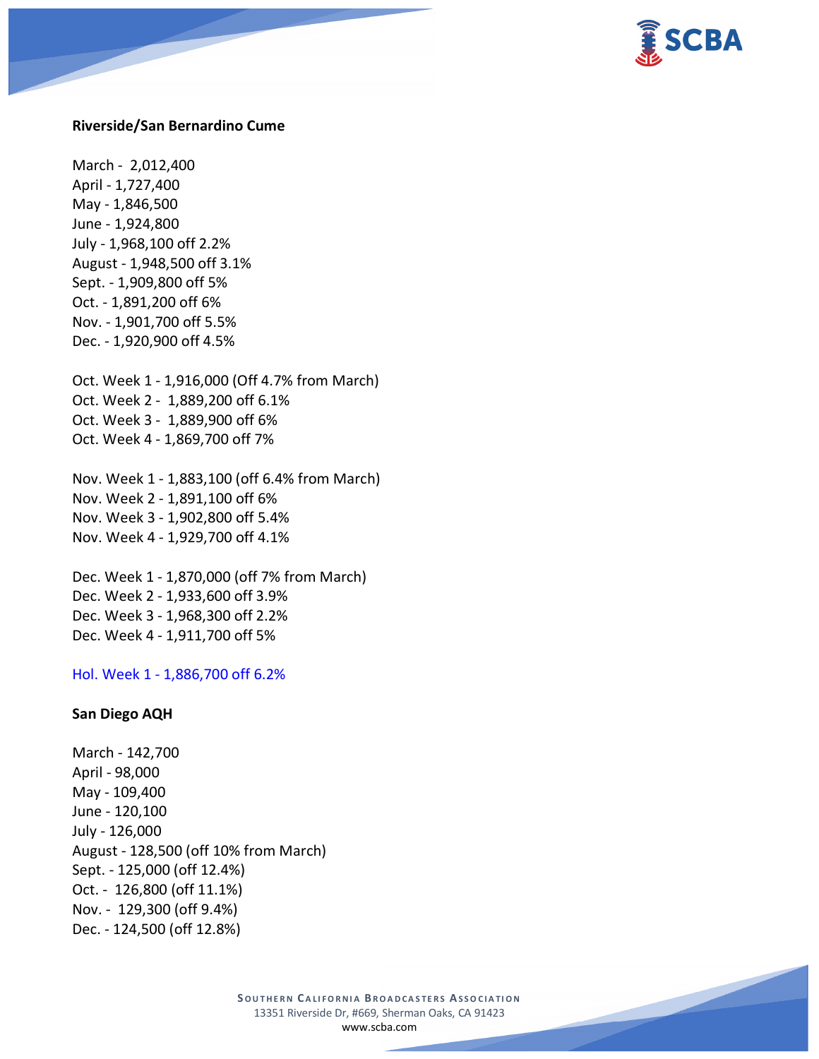**Riverside/San Bernardino Cume**

March - 2,012,400
April - 1,727,400
May - 1,846,500
June - 1,924,800
July - 1,968,100 off 2.2%
August - 1,948,500 off 3.1%
Sept. - 1,909,800 off 5%
Oct. - 1,891,200 off 6%
Nov. - 1,901,700 off 5.5%
Dec. - 1,920,900 off 4.5%

Oct. Week 1 - 1,916,000 (Off 4.7% from March)
Oct. Week 2 - 1,889,200 off 6.1%
Oct. Week 3 - 1,889,900 off 6%
Oct. Week 4 - 1,869,700 off 7%

Nov. Week 1 - 1,883,100 (off 6.4% from March)
Nov. Week 2 - 1,891,100 off 6%
Nov. Week 3 - 1,902,800 off 5.4%
Nov. Week 4 - 1,929,700 off 4.1%

Dec. Week 1 - 1,870,000 (off 7% from March)
Dec. Week 2 - 1,933,600 off 3.9%
Dec. Week 3 - 1,968,300 off 2.2%
Dec. Week 4 - 1,911,700 off 5%

Hol. Week 1 - 1,886,700 off 6.2%

**San Diego AQH**

March - 142,700
April - 98,000
May - 109,400
June - 120,100
July - 126,000
August - 128,500 (off 10% from March)
Sept. - 125,000 (off 12.4%)
Oct. - 126,800 (off 11.1%)
Nov. - 129,300 (off 9.4%)
Dec. - 124,500 (off 12.8%)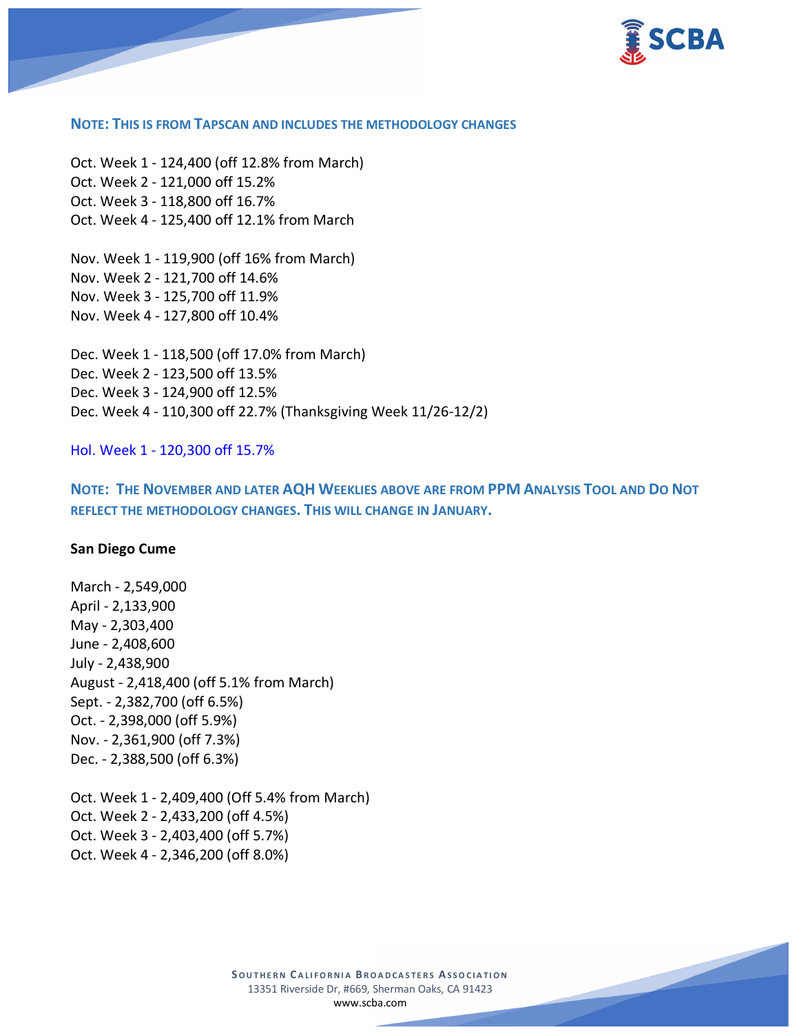**NOTE: THIS IS FROM TAPSCAN AND INCLUDES THE METHODOLOGY CHANGES**

Oct. Week 1 - 124,400 (off 12.8% from March)
Oct. Week 2 - 121,000 off 15.2%
Oct. Week 3 - 118,800 off 16.7%
Oct. Week 4 - 125,400 off 12.1% from March

Nov. Week 1 - 119,900 (off 16% from March)
Nov. Week 2 - 121,700 off 14.6%
Nov. Week 3 - 125,700 off 11.9%
Nov. Week 4 - 127,800 off 10.4%

Dec. Week 1 - 118,500 (off 17.0% from March)
Dec. Week 2 - 123,500 off 13.5%
Dec. Week 3 - 124,900 off 12.5%
Dec. Week 4 - 110,300 off 22.7% (Thanksgiving Week 11/26-12/2)

Hol. Week 1 - 120,300 off 15.7%

**NOTE: THE NOVEMBER AND LATER AQH WEEKLIES ABOVE ARE FROM PPM ANALYSIS TOOL AND DO NOT REFLECT THE METHODOLOGY CHANGES. THIS WILL CHANGE IN JANUARY.**

**San Diego Cume**

March - 2,549,000
April - 2,133,900
May - 2,303,400
June - 2,408,600
July - 2,438,900
August - 2,418,400 (off 5.1% from March)
Sept. - 2,382,700 (off 6.5%)
Oct. - 2,398,000 (off 5.9%)
Nov. - 2,361,900 (off 7.3%)
Dec. - 2,388,500 (off 6.3%)

Oct. Week 1 - 2,409,400 (Off 5.4% from March)
Oct. Week 2 - 2,433,200 (off 4.5%)
Oct. Week 3 - 2,403,400 (off 5.7%)
Oct. Week 4 - 2,346,200 (off 8.0%)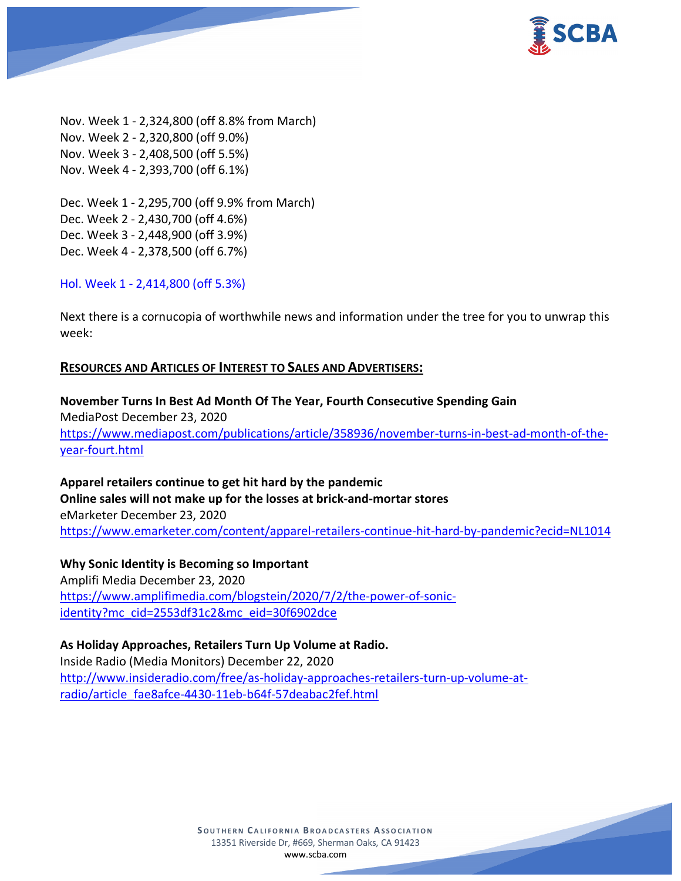Nov. Week 1 - 2,324,800 (off 8.8% from March)
Nov. Week 2 - 2,320,800 (off 9.0%)
Nov. Week 3 - 2,408,500 (off 5.5%)
Nov. Week 4 - 2,393,700 (off 6.1%)

Dec. Week 1 - 2,295,700 (off 9.9% from March)
Dec. Week 2 - 2,430,700 (off 4.6%)
Dec. Week 3 - 2,448,900 (off 3.9%)
Dec. Week 4 - 2,378,500 (off 6.7%)

Hol. Week 1 - 2,414,800 (off 5.3%)

Next there is a cornucopia of worthwhile news and information under the tree for you to unwrap this week:

## RESOURCES AND ARTICLES OF INTEREST TO SALES AND ADVERTISERS:

**November Turns In Best Ad Month Of The Year, Fourth Consecutive Spending Gain**
MediaPost December 23, 2020
https://www.mediapost.com/publications/article/358936/november-turns-in-best-ad-month-of-the-year-fourt.html

**Apparel retailers continue to get hit hard by the pandemic**
**Online sales will not make up for the losses at brick-and-mortar stores**
eMarketer December 23, 2020
https://www.emarketer.com/content/apparel-retailers-continue-hit-hard-by-pandemic?ecid=NL1014

**Why Sonic Identity is Becoming so Important**
Amplifi Media December 23, 2020
https://www.amplifimedia.com/blogstein/2020/7/2/the-power-of-sonic-identity?mc_cid=2553df31c2&mc_eid=30f6902dce

**As Holiday Approaches, Retailers Turn Up Volume at Radio.**
Inside Radio (Media Monitors) December 22, 2020
http://www.insideradio.com/free/as-holiday-approaches-retailers-turn-up-volume-at-radio/article_fae8afce-4430-11eb-b64f-57deabac2fef.html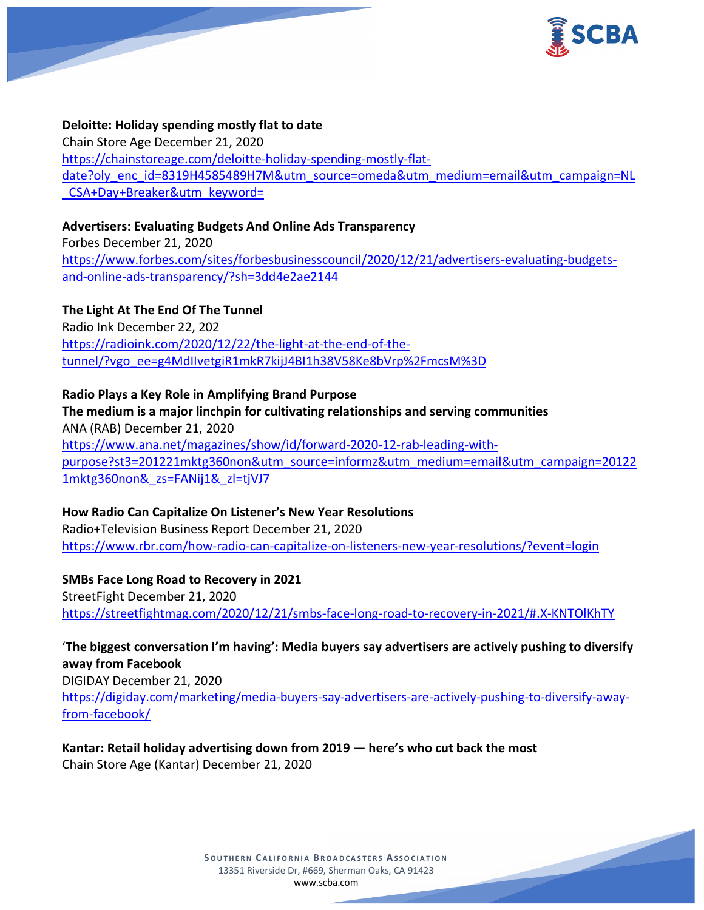**Deloitte: Holiday spending mostly flat to date**
Chain Store Age December 21, 2020
https://chainstoreage.com/deloitte-holiday-spending-mostly-flat-date?oly_enc_id=8319H4585489H7M&utm_source=omeda&utm_medium=email&utm_campaign=NL_CSA+Day+Breaker&utm_keyword=

**Advertisers: Evaluating Budgets And Online Ads Transparency**
Forbes December 21, 2020
https://www.forbes.com/sites/forbesbusinesscouncil/2020/12/21/advertisers-evaluating-budgets-and-online-ads-transparency/?sh=3dd4e2ae2144

**The Light At The End Of The Tunnel**
Radio Ink December 22, 202
https://radioink.com/2020/12/22/the-light-at-the-end-of-the-tunnel/?vgo_ee=g4MdIlvetgiR1mkR7kijJ4BI1h38V58Ke8bVrp%2FmcsM%3D

**Radio Plays a Key Role in Amplifying Brand Purpose**
**The medium is a major linchpin for cultivating relationships and serving communities**
ANA (RAB) December 21, 2020
https://www.ana.net/magazines/show/id/forward-2020-12-rab-leading-with-purpose?st3=201221mktg360non&utm_source=informz&utm_medium=email&utm_campaign=201221mktg360non&_zs=FANij1&_zl=tjVJ7

**How Radio Can Capitalize On Listener's New Year Resolutions**
Radio+Television Business Report December 21, 2020
https://www.rbr.com/how-radio-can-capitalize-on-listeners-new-year-resolutions/?event=login

**SMBs Face Long Road to Recovery in 2021**
StreetFight December 21, 2020
https://streetfightmag.com/2020/12/21/smbs-face-long-road-to-recovery-in-2021/#.X-KNTOlKhTY

**'The biggest conversation I'm having': Media buyers say advertisers are actively pushing to diversify away from Facebook**
DIGIDAY December 21, 2020
https://digiday.com/marketing/media-buyers-say-advertisers-are-actively-pushing-to-diversify-away-from-facebook/

**Kantar: Retail holiday advertising down from 2019 — here's who cut back the most**
Chain Store Age (Kantar) December 21, 2020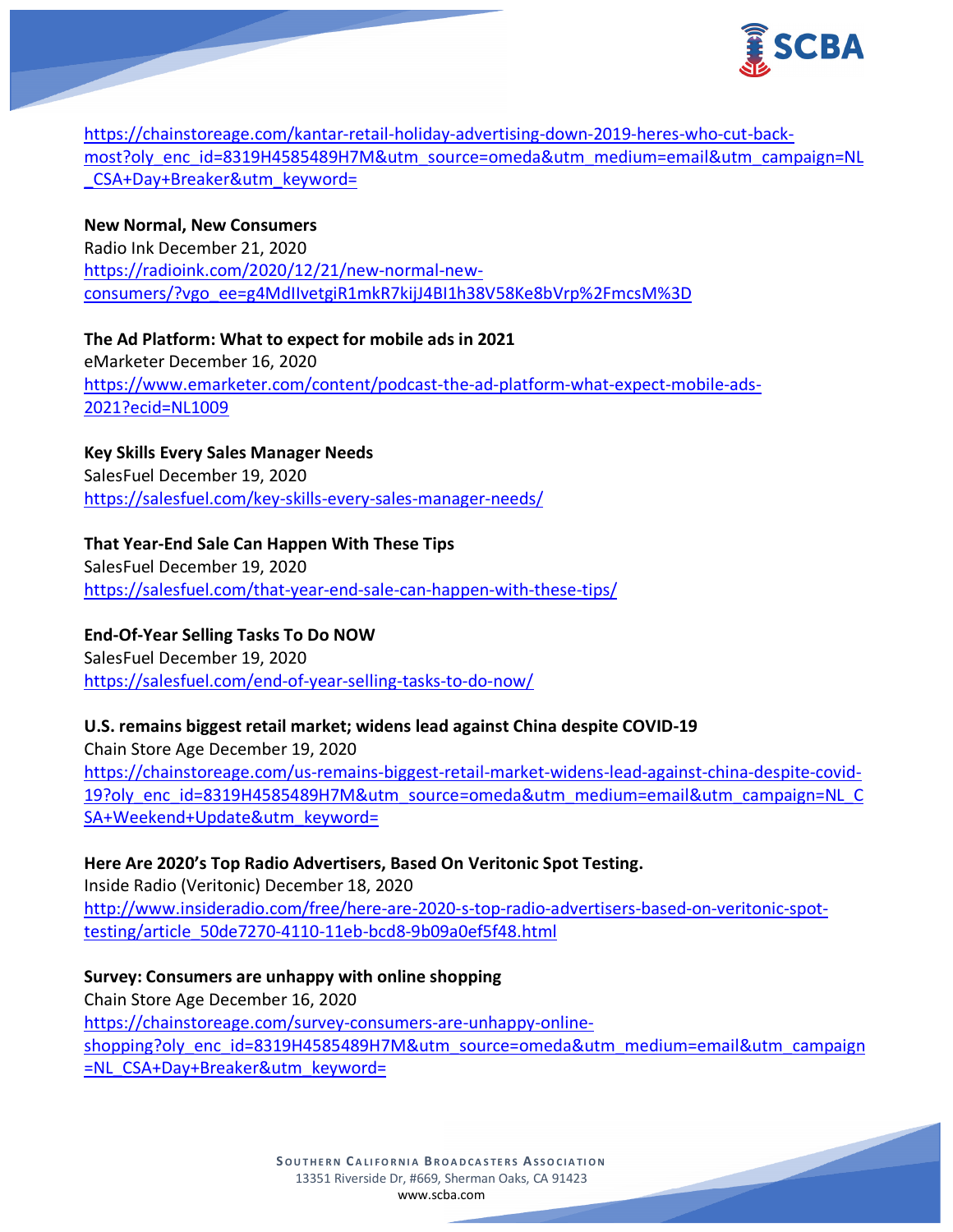https://chainstoreage.com/kantar-retail-holiday-advertising-down-2019-heres-who-cut-back-most?oly_enc_id=8319H4585489H7M&utm_source=omeda&utm_medium=email&utm_campaign=NL_CSA+Day+Breaker&utm_keyword=

**New Normal, New Consumers**
Radio Ink December 21, 2020
https://radioink.com/2020/12/21/new-normal-new-consumers/?vgo_ee=g4MdIlvetgiR1mkR7kijJ4BI1h38V58Ke8bVrp%2FmcsM%3D

**The Ad Platform: What to expect for mobile ads in 2021**
eMarketer December 16, 2020
https://www.emarketer.com/content/podcast-the-ad-platform-what-expect-mobile-ads-2021?ecid=NL1009

**Key Skills Every Sales Manager Needs**
SalesFuel December 19, 2020
https://salesfuel.com/key-skills-every-sales-manager-needs/

**That Year-End Sale Can Happen With These Tips**
SalesFuel December 19, 2020
https://salesfuel.com/that-year-end-sale-can-happen-with-these-tips/

**End-Of-Year Selling Tasks To Do NOW**
SalesFuel December 19, 2020
https://salesfuel.com/end-of-year-selling-tasks-to-do-now/

**U.S. remains biggest retail market; widens lead against China despite COVID-19**
Chain Store Age December 19, 2020
https://chainstoreage.com/us-remains-biggest-retail-market-widens-lead-against-china-despite-covid-19?oly_enc_id=8319H4585489H7M&utm_source=omeda&utm_medium=email&utm_campaign=NL_CSA+Weekend+Update&utm_keyword=

**Here Are 2020's Top Radio Advertisers, Based On Veritonic Spot Testing.**
Inside Radio (Veritonic) December 18, 2020
http://www.insideradio.com/free/here-are-2020-s-top-radio-advertisers-based-on-veritonic-spot-testing/article_50de7270-4110-11eb-bcd8-9b09a0ef5f48.html

**Survey: Consumers are unhappy with online shopping**
Chain Store Age December 16, 2020
https://chainstoreage.com/survey-consumers-are-unhappy-online-shopping?oly_enc_id=8319H4585489H7M&utm_source=omeda&utm_medium=email&utm_campaign=NL_CSA+Day+Breaker&utm_keyword=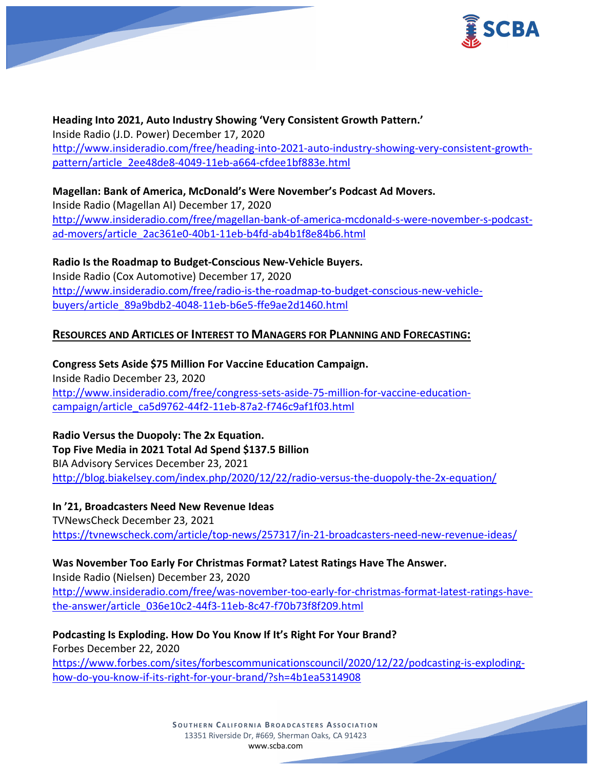**Heading Into 2021, Auto Industry Showing 'Very Consistent Growth Pattern.'**
Inside Radio (J.D. Power) December 17, 2020
http://www.insideradio.com/free/heading-into-2021-auto-industry-showing-very-consistent-growth-pattern/article_2ee48de8-4049-11eb-a664-cfdee1bf883e.html

**Magellan: Bank of America, McDonald's Were November's Podcast Ad Movers.**
Inside Radio (Magellan AI) December 17, 2020
http://www.insideradio.com/free/magellan-bank-of-america-mcdonald-s-were-november-s-podcast-ad-movers/article_2ac361e0-40b1-11eb-b4fd-ab4b1f8e84b6.html

**Radio Is the Roadmap to Budget-Conscious New-Vehicle Buyers.**
Inside Radio (Cox Automotive) December 17, 2020
http://www.insideradio.com/free/radio-is-the-roadmap-to-budget-conscious-new-vehicle-buyers/article_89a9bdb2-4048-11eb-b6e5-ffe9ae2d1460.html

## RESOURCES AND ARTICLES OF INTEREST TO MANAGERS FOR PLANNING AND FORECASTING:

**Congress Sets Aside $75 Million For Vaccine Education Campaign.**
Inside Radio December 23, 2020
http://www.insideradio.com/free/congress-sets-aside-75-million-for-vaccine-education-campaign/article_ca5d9762-44f2-11eb-87a2-f746c9af1f03.html

**Radio Versus the Duopoly: The 2x Equation.**
**Top Five Media in 2021 Total Ad Spend $137.5 Billion**
BIA Advisory Services December 23, 2021
http://blog.biakelsey.com/index.php/2020/12/22/radio-versus-the-duopoly-the-2x-equation/

**In '21, Broadcasters Need New Revenue Ideas**
TVNewsCheck December 23, 2021
https://tvnewscheck.com/article/top-news/257317/in-21-broadcasters-need-new-revenue-ideas/

**Was November Too Early For Christmas Format? Latest Ratings Have The Answer.**
Inside Radio (Nielsen) December 23, 2020
http://www.insideradio.com/free/was-november-too-early-for-christmas-format-latest-ratings-have-the-answer/article_036e10c2-44f3-11eb-8c47-f70b73f8f209.html

**Podcasting Is Exploding. How Do You Know If It's Right For Your Brand?**
Forbes December 22, 2020
https://www.forbes.com/sites/forbescommunicationscouncil/2020/12/22/podcasting-is-exploding-how-do-you-know-if-its-right-for-your-brand/?sh=4b1ea5314908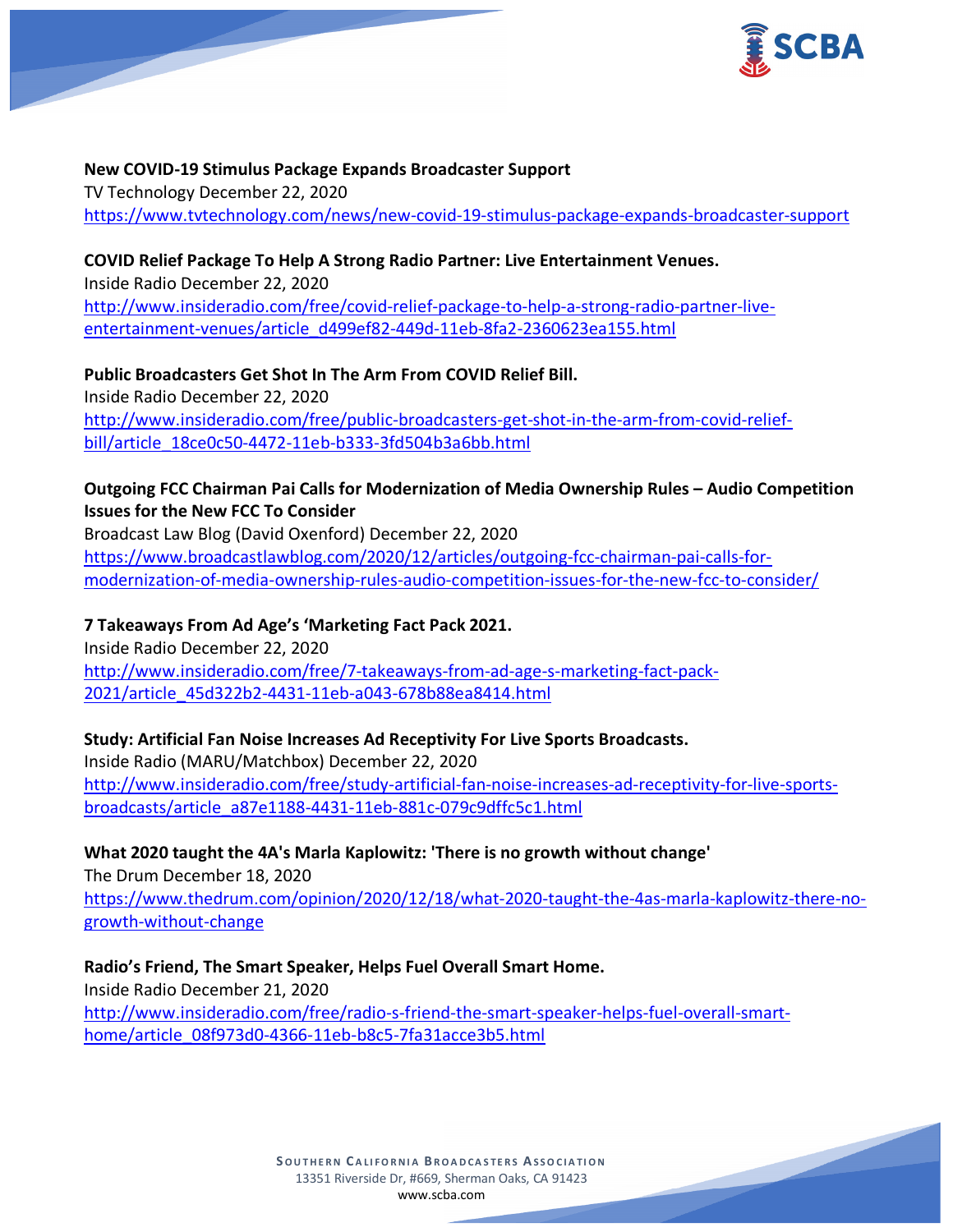**New COVID-19 Stimulus Package Expands Broadcaster Support**
TV Technology December 22, 2020
https://www.tvtechnology.com/news/new-covid-19-stimulus-package-expands-broadcaster-support

**COVID Relief Package To Help A Strong Radio Partner: Live Entertainment Venues.**
Inside Radio December 22, 2020
http://www.insideradio.com/free/covid-relief-package-to-help-a-strong-radio-partner-live-entertainment-venues/article_d499ef82-449d-11eb-8fa2-2360623ea155.html

**Public Broadcasters Get Shot In The Arm From COVID Relief Bill.**
Inside Radio December 22, 2020
http://www.insideradio.com/free/public-broadcasters-get-shot-in-the-arm-from-covid-relief-bill/article_18ce0c50-4472-11eb-b333-3fd504b3a6bb.html

**Outgoing FCC Chairman Pai Calls for Modernization of Media Ownership Rules – Audio Competition Issues for the New FCC To Consider**
Broadcast Law Blog (David Oxenford) December 22, 2020
https://www.broadcastlawblog.com/2020/12/articles/outgoing-fcc-chairman-pai-calls-for-modernization-of-media-ownership-rules-audio-competition-issues-for-the-new-fcc-to-consider/

**7 Takeaways From Ad Age's 'Marketing Fact Pack 2021.**
Inside Radio December 22, 2020
http://www.insideradio.com/free/7-takeaways-from-ad-age-s-marketing-fact-pack-2021/article_45d322b2-4431-11eb-a043-678b88ea8414.html

**Study: Artificial Fan Noise Increases Ad Receptivity For Live Sports Broadcasts.**
Inside Radio (MARU/Matchbox) December 22, 2020
http://www.insideradio.com/free/study-artificial-fan-noise-increases-ad-receptivity-for-live-sports-broadcasts/article_a87e1188-4431-11eb-881c-079c9dffc5c1.html

**What 2020 taught the 4A's Marla Kaplowitz: 'There is no growth without change'**
The Drum December 18, 2020
https://www.thedrum.com/opinion/2020/12/18/what-2020-taught-the-4as-marla-kaplowitz-there-no-growth-without-change

**Radio's Friend, The Smart Speaker, Helps Fuel Overall Smart Home.**
Inside Radio December 21, 2020
http://www.insideradio.com/free/radio-s-friend-the-smart-speaker-helps-fuel-overall-smart-home/article_08f973d0-4366-11eb-b8c5-7fa31acce3b5.html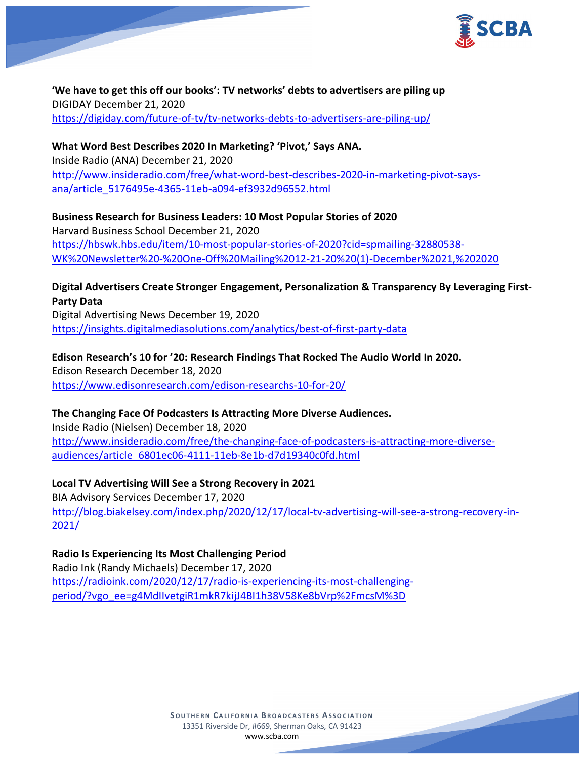**'We have to get this off our books': TV networks' debts to advertisers are piling up**
DIGIDAY December 21, 2020
https://digiday.com/future-of-tv/tv-networks-debts-to-advertisers-are-piling-up/

**What Word Best Describes 2020 In Marketing? 'Pivot,' Says ANA.**
Inside Radio (ANA) December 21, 2020
http://www.insideradio.com/free/what-word-best-describes-2020-in-marketing-pivot-says-ana/article_5176495e-4365-11eb-a094-ef3932d96552.html

**Business Research for Business Leaders: 10 Most Popular Stories of 2020**
Harvard Business School December 21, 2020
https://hbswk.hbs.edu/item/10-most-popular-stories-of-2020?cid=spmailing-32880538-WK%20Newsletter%20-%20One-Off%20Mailing%2012-21-20%20(1)-December%2021,%202020

**Digital Advertisers Create Stronger Engagement, Personalization & Transparency By Leveraging First-Party Data**
Digital Advertising News December 19, 2020
https://insights.digitalmediasolutions.com/analytics/best-of-first-party-data

**Edison Research's 10 for '20: Research Findings That Rocked The Audio World In 2020.**
Edison Research December 18, 2020
https://www.edisonresearch.com/edison-researchs-10-for-20/

**The Changing Face Of Podcasters Is Attracting More Diverse Audiences.**
Inside Radio (Nielsen) December 18, 2020
http://www.insideradio.com/free/the-changing-face-of-podcasters-is-attracting-more-diverse-audiences/article_6801ec06-4111-11eb-8e1b-d7d19340c0fd.html

**Local TV Advertising Will See a Strong Recovery in 2021**
BIA Advisory Services December 17, 2020
http://blog.biakelsey.com/index.php/2020/12/17/local-tv-advertising-will-see-a-strong-recovery-in-2021/

**Radio Is Experiencing Its Most Challenging Period**
Radio Ink (Randy Michaels) December 17, 2020
https://radioink.com/2020/12/17/radio-is-experiencing-its-most-challenging-period/?vgo_ee=g4MdIIvetgiR1mkR7kijJ4BI1h38V58Ke8bVrp%2FmcsM%3D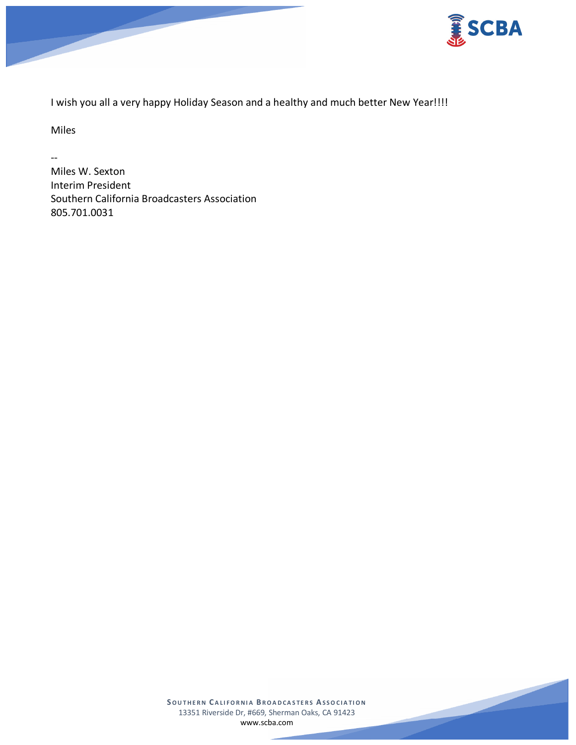I wish you all a very happy Holiday Season and a healthy and much better New Year!!!!

Miles

--
Miles W. Sexton
Interim President
Southern California Broadcasters Association
805.701.0031